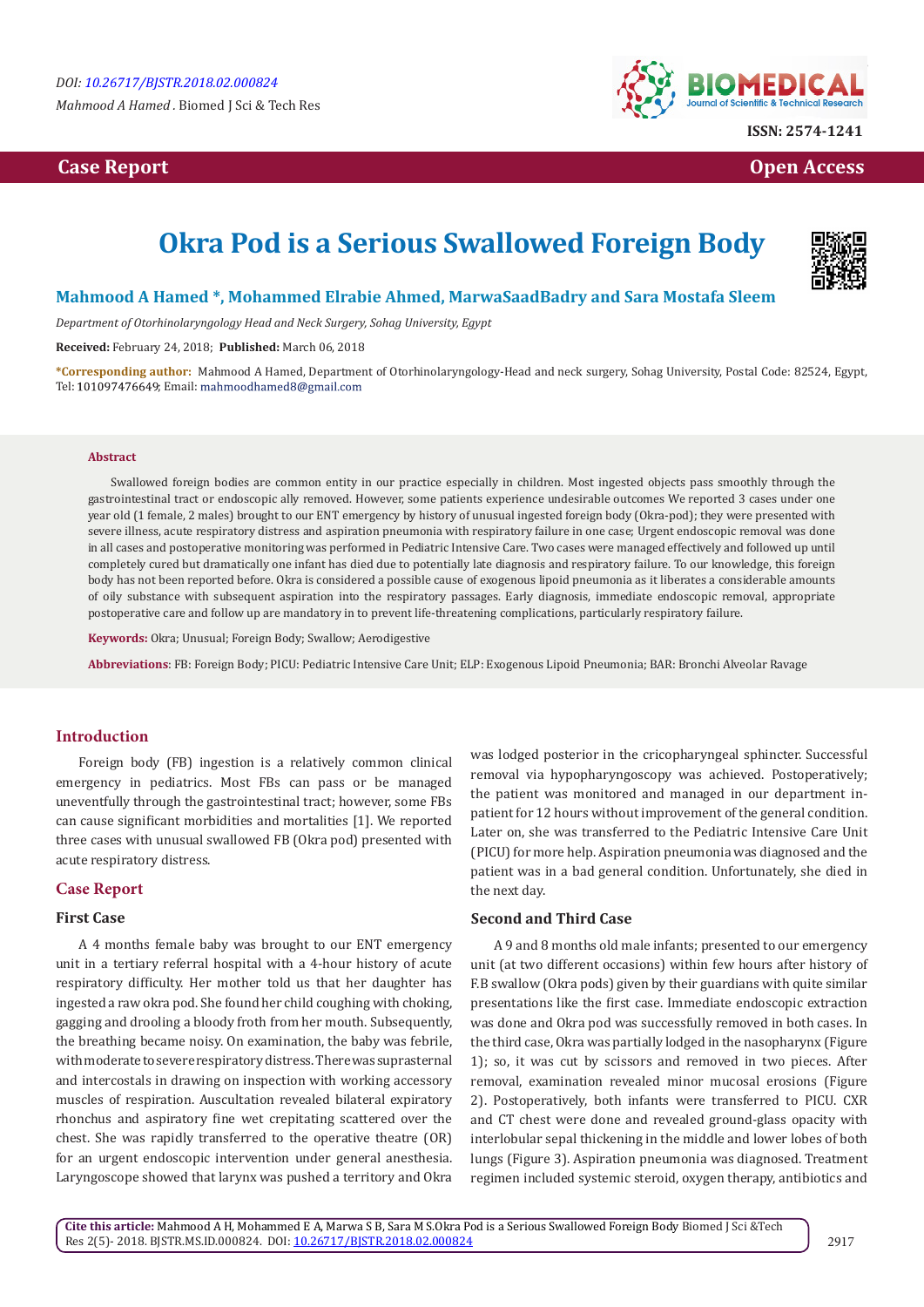DOI: 10.26717/BJSTR.2018.02.000824

Mahmood A Hamed . Biomed J Sci & Tech Res

ISSN: 2574-1241

Case Report | Open Access

# Okra Pod is a Serious Swallowed Foreign Body

**Mahmood A Hamed *, Mohammed Elrabie Ahmed, MarwaSaadBadry and Sara Mostafa Sleem**

*Department of Otorhinolaryngology Head and Neck Surgery, Sohag University, Egypt*

**Received:** February 24, 2018; **Published:** March 06, 2018

**\*Corresponding author:** Mahmood A Hamed, Department of Otorhinolaryngology-Head and neck surgery, Sohag University, Postal Code: 82524, Egypt, Tel: 101097476649; Email: mahmoodhamed8@gmail.com

## Abstract

Swallowed foreign bodies are common entity in our practice especially in children. Most ingested objects pass smoothly through the gastrointestinal tract or endoscopic ally removed. However, some patients experience undesirable outcomes We reported 3 cases under one year old (1 female, 2 males) brought to our ENT emergency by history of unusual ingested foreign body (Okra-pod); they were presented with severe illness, acute respiratory distress and aspiration pneumonia with respiratory failure in one case; Urgent endoscopic removal was done in all cases and postoperative monitoring was performed in Pediatric Intensive Care. Two cases were managed effectively and followed up until completely cured but dramatically one infant has died due to potentially late diagnosis and respiratory failure. To our knowledge, this foreign body has not been reported before. Okra is considered a possible cause of exogenous lipoid pneumonia as it liberates a considerable amounts of oily substance with subsequent aspiration into the respiratory passages. Early diagnosis, immediate endoscopic removal, appropriate postoperative care and follow up are mandatory in to prevent life-threatening complications, particularly respiratory failure.

**Keywords:** Okra; Unusual; Foreign Body; Swallow; Aerodigestive

**Abbreviations**: FB: Foreign Body; PICU: Pediatric Intensive Care Unit; ELP: Exogenous Lipoid Pneumonia; BAR: Bronchi Alveolar Ravage

## Introduction

Foreign body (FB) ingestion is a relatively common clinical emergency in pediatrics. Most FBs can pass or be managed uneventfully through the gastrointestinal tract; however, some FBs can cause significant morbidities and mortalities [1]. We reported three cases with unusual swallowed FB (Okra pod) presented with acute respiratory distress.

## Case Report

### First Case

A 4 months female baby was brought to our ENT emergency unit in a tertiary referral hospital with a 4-hour history of acute respiratory difficulty. Her mother told us that her daughter has ingested a raw okra pod. She found her child coughing with choking, gagging and drooling a bloody froth from her mouth. Subsequently, the breathing became noisy. On examination, the baby was febrile, with moderate to severe respiratory distress. There was suprasternal and intercostals in drawing on inspection with working accessory muscles of respiration. Auscultation revealed bilateral expiratory rhonchus and aspiratory fine wet crepitating scattered over the chest. She was rapidly transferred to the operative theatre (OR) for an urgent endoscopic intervention under general anesthesia. Laryngoscope showed that larynx was pushed a territory and Okra was lodged posterior in the cricopharyngeal sphincter. Successful removal via hypopharyngoscopy was achieved. Postoperatively; the patient was monitored and managed in our department in-patient for 12 hours without improvement of the general condition. Later on, she was transferred to the Pediatric Intensive Care Unit (PICU) for more help. Aspiration pneumonia was diagnosed and the patient was in a bad general condition. Unfortunately, she died in the next day.

### Second and Third Case

A 9 and 8 months old male infants; presented to our emergency unit (at two different occasions) within few hours after history of F.B swallow (Okra pods) given by their guardians with quite similar presentations like the first case. Immediate endoscopic extraction was done and Okra pod was successfully removed in both cases. In the third case, Okra was partially lodged in the nasopharynx (Figure 1); so, it was cut by scissors and removed in two pieces. After removal, examination revealed minor mucosal erosions (Figure 2). Postoperatively, both infants were transferred to PICU. CXR and CT chest were done and revealed ground-glass opacity with interlobular sepal thickening in the middle and lower lobes of both lungs (Figure 3). Aspiration pneumonia was diagnosed. Treatment regimen included systemic steroid, oxygen therapy, antibiotics and

**Cite this article:** Mahmood A H, Mohammed E A, Marwa S B, Sara M S.Okra Pod is a Serious Swallowed Foreign Body Biomed J Sci &Tech Res 2(5)- 2018. BJSTR.MS.ID.000824. DOI: 10.26717/BJSTR.2018.02.000824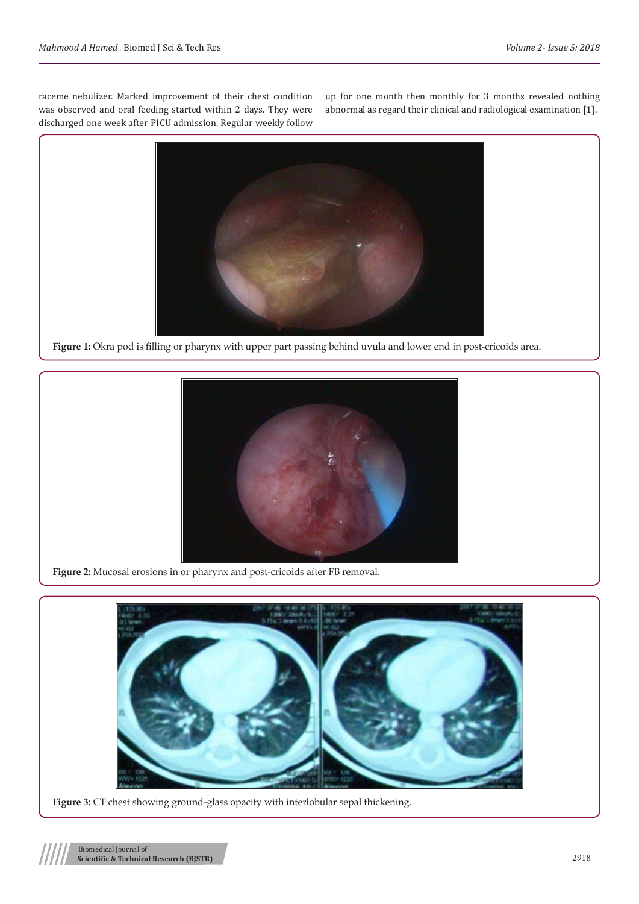raceme nebulizer. Marked improvement of their chest condition was observed and oral feeding started within 2 days. They were discharged one week after PICU admission. Regular weekly follow up for one month then monthly for 3 months revealed nothing abnormal as regard their clinical and radiological examination [1].

**Figure 1:** Okra pod is filling or pharynx with upper part passing behind uvula and lower end in post-cricoids area.

**Figure 2:** Mucosal erosions in or pharynx and post-cricoids after FB removal.

**Figure 3:** CT chest showing ground-glass opacity with interlobular sepal thickening.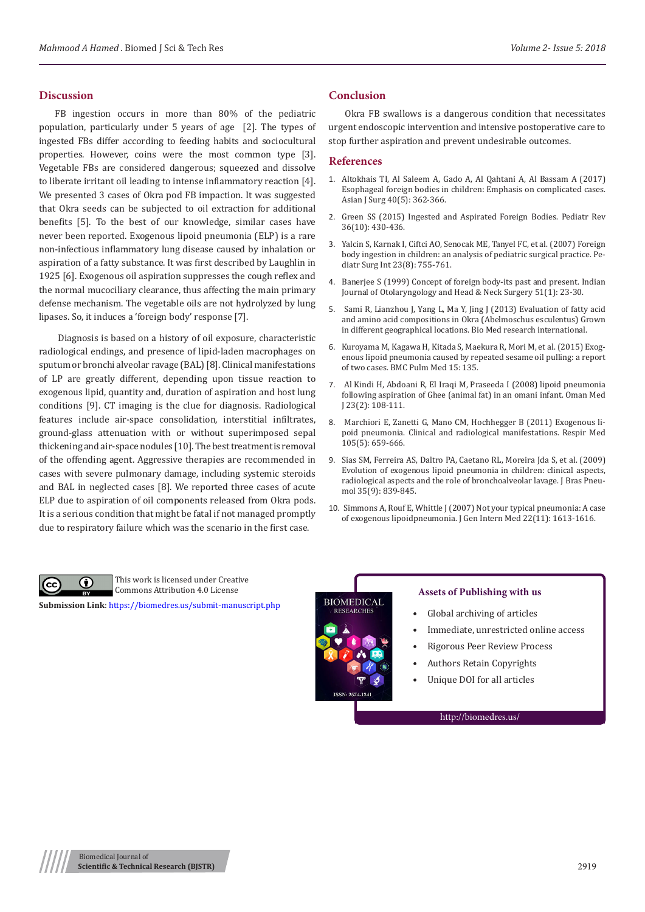## Discussion

FB ingestion occurs in more than 80% of the pediatric population, particularly under 5 years of age [2]. The types of ingested FBs differ according to feeding habits and sociocultural properties. However, coins were the most common type [3]. Vegetable FBs are considered dangerous; squeezed and dissolve to liberate irritant oil leading to intense inflammatory reaction [4]. We presented 3 cases of Okra pod FB impaction. It was suggested that Okra seeds can be subjected to oil extraction for additional benefits [5]. To the best of our knowledge, similar cases have never been reported. Exogenous lipoid pneumonia (ELP) is a rare non-infectious inflammatory lung disease caused by inhalation or aspiration of a fatty substance. It was first described by Laughlin in 1925 [6]. Exogenous oil aspiration suppresses the cough reflex and the normal mucociliary clearance, thus affecting the main primary defense mechanism. The vegetable oils are not hydrolyzed by lung lipases. So, it induces a 'foreign body' response [7].

Diagnosis is based on a history of oil exposure, characteristic radiological endings, and presence of lipid-laden macrophages on sputum or bronchi alveolar ravage (BAL) [8]. Clinical manifestations of LP are greatly different, depending upon tissue reaction to exogenous lipid, quantity and, duration of aspiration and host lung conditions [9]. CT imaging is the clue for diagnosis. Radiological features include air-space consolidation, interstitial infiltrates, ground-glass attenuation with or without superimposed sepal thickening and air-space nodules [10]. The best treatment is removal of the offending agent. Aggressive therapies are recommended in cases with severe pulmonary damage, including systemic steroids and BAL in neglected cases [8]. We reported three cases of acute ELP due to aspiration of oil components released from Okra pods. It is a serious condition that might be fatal if not managed promptly due to respiratory failure which was the scenario in the first case.

## Conclusion

Okra FB swallows is a dangerous condition that necessitates urgent endoscopic intervention and intensive postoperative care to stop further aspiration and prevent undesirable outcomes.

## References

1. Altokhais TI, Al Saleem A, Gado A, Al Qahtani A, Al Bassam A (2017) Esophageal foreign bodies in children: Emphasis on complicated cases. Asian J Surg 40(5): 362-366.
2. Green SS (2015) Ingested and Aspirated Foreign Bodies. Pediatr Rev 36(10): 430-436.
3. Yalcin S, Karnak I, Ciftci AO, Senocak ME, Tanyel FC, et al. (2007) Foreign body ingestion in children: an analysis of pediatric surgical practice. Pediatr Surg Int 23(8): 755-761.
4. Banerjee S (1999) Concept of foreign body-its past and present. Indian Journal of Otolaryngology and Head & Neck Surgery 51(1): 23-30.
5. Sami R, Lianzhou J, Yang L, Ma Y, Jing J (2013) Evaluation of fatty acid and amino acid compositions in Okra (Abelmoschus esculentus) Grown in different geographical locations. Bio Med research international.
6. Kuroyama M, Kagawa H, Kitada S, Maekura R, Mori M, et al. (2015) Exogenous lipoid pneumonia caused by repeated sesame oil pulling: a report of two cases. BMC Pulm Med 15: 135.
7. Al Kindi H, Abdoani R, El Iraqi M, Praseeda I (2008) lipoid pneumonia following aspiration of Ghee (animal fat) in an omani infant. Oman Med J 23(2): 108-111.
8. Marchiori E, Zanetti G, Mano CM, Hochhegger B (2011) Exogenous lipoid pneumonia. Clinical and radiological manifestations. Respir Med 105(5): 659-666.
9. Sias SM, Ferreira AS, Daltro PA, Caetano RL, Moreira Jda S, et al. (2009) Evolution of exogenous lipoid pneumonia in children: clinical aspects, radiological aspects and the role of bronchoalveolar lavage. J Bras Pneumol 35(9): 839-845.
10. Simmons A, Rouf E, Whittle J (2007) Not your typical pneumonia: A case of exogenous lipoidpneumonia. J Gen Intern Med 22(11): 1613-1616.

This work is licensed under Creative Commons Attribution 4.0 License

**Submission Link**: https://biomedres.us/submit-manuscript.php

### Assets of Publishing with us

- Global archiving of articles
- Immediate, unrestricted online access
- Rigorous Peer Review Process
- Authors Retain Copyrights
- Unique DOI for all articles

http://biomedres.us/